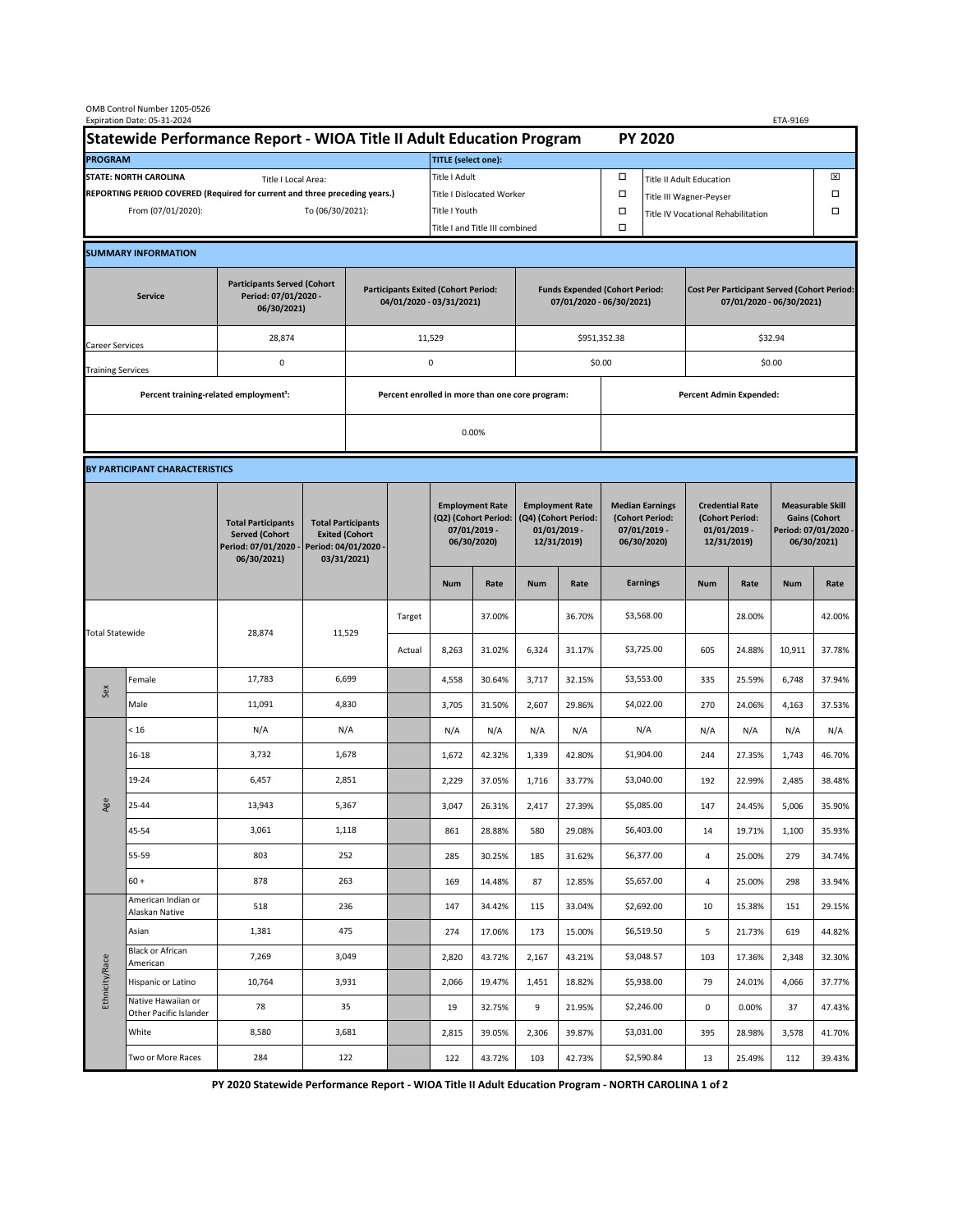OMB Control Number 1205-0526
Expiration Date: 05-31-2024

ETA-9169

# Statewide Performance Report - WIOA Title II Adult Education Program PY 2020

| PROGRAM | | TITLE (select one): | | | |
|---|---|---|---|---|---|
| STATE: NORTH CAROLINA | Title I Local Area: | Title I Adult | ☐ | Title II Adult Education | ☒ |
| REPORTING PERIOD COVERED (Required for current and three preceding years.) | | Title I Dislocated Worker | ☐ | Title III Wagner-Peyser | ☐ |
| From (07/01/2020): | To (06/30/2021): | Title I Youth | ☐ | Title IV Vocational Rehabilitation | ☐ |
| | | Title I and Title III combined | ☐ | | |

## SUMMARY INFORMATION

| Service | Participants Served (Cohort Period: 07/01/2020 - 06/30/2021) | Participants Exited (Cohort Period: 04/01/2020 - 03/31/2021) | Funds Expended (Cohort Period: 07/01/2020 - 06/30/2021) | Cost Per Participant Served (Cohort Period: 07/01/2020 - 06/30/2021) |
|---|---|---|---|---|
| Career Services | 28,874 | 11,529 | $951,352.38 | $32.94 |
| Training Services | 0 | 0 | $0.00 | $0.00 |

| Percent training-related employment[1]: | Percent enrolled in more than one core program: | Percent Admin Expended: |
|---|---|---|
| | 0.00% | |

## BY PARTICIPANT CHARACTERISTICS

| | | Total Participants Served (Cohort Period: 07/01/2020 - 06/30/2021) | Total Participants Exited (Cohort Period: 04/01/2020 - 03/31/2021) | | Employment Rate (Q2) (Cohort Period: 07/01/2019 - 06/30/2020) | | Employment Rate (Q4) (Cohort Period: 01/01/2019 - 12/31/2019) | | Median Earnings (Cohort Period: 07/01/2019 - 06/30/2020) | Credential Rate (Cohort Period: 01/01/2019 - 12/31/2019) | | Measurable Skill Gains (Cohort Period: 07/01/2020 - 06/30/2021) | |
|---|---|---|---|---|---|---|---|---|---|---|---|---|---|
| | | | | | Num | Rate | Num | Rate | Earnings | Num | Rate | Num | Rate |
| Total Statewide | | 28,874 | 11,529 | Target | | 37.00% | | 36.70% | $3,568.00 | | 28.00% | | 42.00% |
| | | | | Actual | 8,263 | 31.02% | 6,324 | 31.17% | $3,725.00 | 605 | 24.88% | 10,911 | 37.78% |
| Sex | Female | 17,783 | 6,699 | | 4,558 | 30.64% | 3,717 | 32.15% | $3,553.00 | 335 | 25.59% | 6,748 | 37.94% |
| | Male | 11,091 | 4,830 | | 3,705 | 31.50% | 2,607 | 29.86% | $4,022.00 | 270 | 24.06% | 4,163 | 37.53% |
| Age | < 16 | N/A | N/A | | N/A | N/A | N/A | N/A | N/A | N/A | N/A | N/A | N/A |
| | 16-18 | 3,732 | 1,678 | | 1,672 | 42.32% | 1,339 | 42.80% | $1,904.00 | 244 | 27.35% | 1,743 | 46.70% |
| | 19-24 | 6,457 | 2,851 | | 2,229 | 37.05% | 1,716 | 33.77% | $3,040.00 | 192 | 22.99% | 2,485 | 38.48% |
| | 25-44 | 13,943 | 5,367 | | 3,047 | 26.31% | 2,417 | 27.39% | $5,085.00 | 147 | 24.45% | 5,006 | 35.90% |
| | 45-54 | 3,061 | 1,118 | | 861 | 28.88% | 580 | 29.08% | $6,403.00 | 14 | 19.71% | 1,100 | 35.93% |
| | 55-59 | 803 | 252 | | 285 | 30.25% | 185 | 31.62% | $6,377.00 | 4 | 25.00% | 279 | 34.74% |
| | 60 + | 878 | 263 | | 169 | 14.48% | 87 | 12.85% | $5,657.00 | 4 | 25.00% | 298 | 33.94% |
| Ethnicity/Race | American Indian or Alaskan Native | 518 | 236 | | 147 | 34.42% | 115 | 33.04% | $2,692.00 | 10 | 15.38% | 151 | 29.15% |
| | Asian | 1,381 | 475 | | 274 | 17.06% | 173 | 15.00% | $6,519.50 | 5 | 21.73% | 619 | 44.82% |
| | Black or African American | 7,269 | 3,049 | | 2,820 | 43.72% | 2,167 | 43.21% | $3,048.57 | 103 | 17.36% | 2,348 | 32.30% |
| | Hispanic or Latino | 10,764 | 3,931 | | 2,066 | 19.47% | 1,451 | 18.82% | $5,938.00 | 79 | 24.01% | 4,066 | 37.77% |
| | Native Hawaiian or Other Pacific Islander | 78 | 35 | | 19 | 32.75% | 9 | 21.95% | $2,246.00 | 0 | 0.00% | 37 | 47.43% |
| | White | 8,580 | 3,681 | | 2,815 | 39.05% | 2,306 | 39.87% | $3,031.00 | 395 | 28.98% | 3,578 | 41.70% |
| | Two or More Races | 284 | 122 | | 122 | 43.72% | 103 | 42.73% | $2,590.84 | 13 | 25.49% | 112 | 39.43% |

PY 2020 Statewide Performance Report - WIOA Title II Adult Education Program - NORTH CAROLINA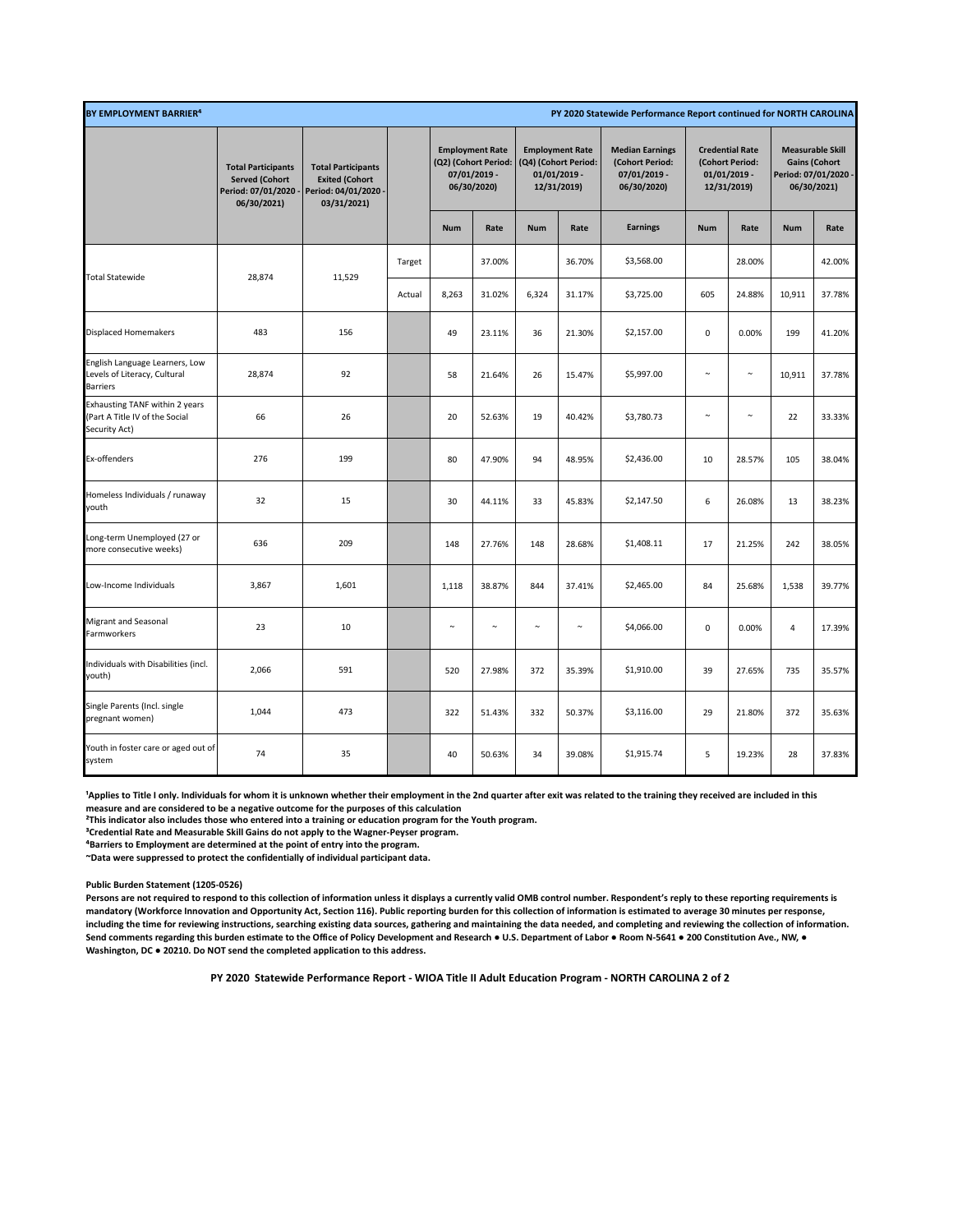**BY EMPLOYMENT BARRIER[4]** — PY 2020 Statewide Performance Report continued for NORTH CAROLINA

| | Total Participants Served (Cohort Period: 07/01/2020 - 06/30/2021) | Total Participants Exited (Cohort Period: 04/01/2020 - 03/31/2021) | | Employment Rate (Q2) (Cohort Period: 07/01/2019 - 06/30/2020) | | Employment Rate (Q4) (Cohort Period: 01/01/2019 - 12/31/2019) | | Median Earnings (Cohort Period: 07/01/2019 - 06/30/2020) | Credential Rate (Cohort Period: 01/01/2019 - 12/31/2019) | | Measurable Skill Gains (Cohort Period: 07/01/2020 - 06/30/2021) | |
|---|---|---|---|---|---|---|---|---|---|---|---|---|
| | | | | Num | Rate | Num | Rate | Earnings | Num | Rate | Num | Rate |
| Total Statewide | 28,874 | 11,529 | Target | | 37.00% | | 36.70% | $3,568.00 | | 28.00% | | 42.00% |
| | | | Actual | 8,263 | 31.02% | 6,324 | 31.17% | $3,725.00 | 605 | 24.88% | 10,911 | 37.78% |
| Displaced Homemakers | 483 | 156 | | 49 | 23.11% | 36 | 21.30% | $2,157.00 | 0 | 0.00% | 199 | 41.20% |
| English Language Learners, Low Levels of Literacy, Cultural Barriers | 28,874 | 92 | | 58 | 21.64% | 26 | 15.47% | $5,997.00 | ~ | ~ | 10,911 | 37.78% |
| Exhausting TANF within 2 years (Part A Title IV of the Social Security Act) | 66 | 26 | | 20 | 52.63% | 19 | 40.42% | $3,780.73 | ~ | ~ | 22 | 33.33% |
| Ex-offenders | 276 | 199 | | 80 | 47.90% | 94 | 48.95% | $2,436.00 | 10 | 28.57% | 105 | 38.04% |
| Homeless Individuals / runaway youth | 32 | 15 | | 30 | 44.11% | 33 | 45.83% | $2,147.50 | 6 | 26.08% | 13 | 38.23% |
| Long-term Unemployed (27 or more consecutive weeks) | 636 | 209 | | 148 | 27.76% | 148 | 28.68% | $1,408.11 | 17 | 21.25% | 242 | 38.05% |
| Low-Income Individuals | 3,867 | 1,601 | | 1,118 | 38.87% | 844 | 37.41% | $2,465.00 | 84 | 25.68% | 1,538 | 39.77% |
| Migrant and Seasonal Farmworkers | 23 | 10 | | ~ | ~ | ~ | ~ | $4,066.00 | 0 | 0.00% | 4 | 17.39% |
| Individuals with Disabilities (incl. youth) | 2,066 | 591 | | 520 | 27.98% | 372 | 35.39% | $1,910.00 | 39 | 27.65% | 735 | 35.57% |
| Single Parents (Incl. single pregnant women) | 1,044 | 473 | | 322 | 51.43% | 332 | 50.37% | $3,116.00 | 29 | 21.80% | 372 | 35.63% |
| Youth in foster care or aged out of system | 74 | 35 | | 40 | 50.63% | 34 | 39.08% | $1,915.74 | 5 | 19.23% | 28 | 37.83% |

**[1]Applies to Title I only. Individuals for whom it is unknown whether their employment in the 2nd quarter after exit was related to the training they received are included in this measure and are considered to be a negative outcome for the purposes of this calculation**

**[2]This indicator also includes those who entered into a training or education program for the Youth program.**

**[3]Credential Rate and Measurable Skill Gains do not apply to the Wagner-Peyser program.**

**[4]Barriers to Employment are determined at the point of entry into the program.**

**~Data were suppressed to protect the confidentially of individual participant data.**

**Public Burden Statement (1205-0526)**

**Persons are not required to respond to this collection of information unless it displays a currently valid OMB control number. Respondent's reply to these reporting requirements is mandatory (Workforce Innovation and Opportunity Act, Section 116). Public reporting burden for this collection of information is estimated to average 30 minutes per response, including the time for reviewing instructions, searching existing data sources, gathering and maintaining the data needed, and completing and reviewing the collection of information. Send comments regarding this burden estimate to the Office of Policy Development and Research ● U.S. Department of Labor ● Room N-5641 ● 200 Constitution Ave., NW, ● Washington, DC ● 20210. Do NOT send the completed application to this address.**